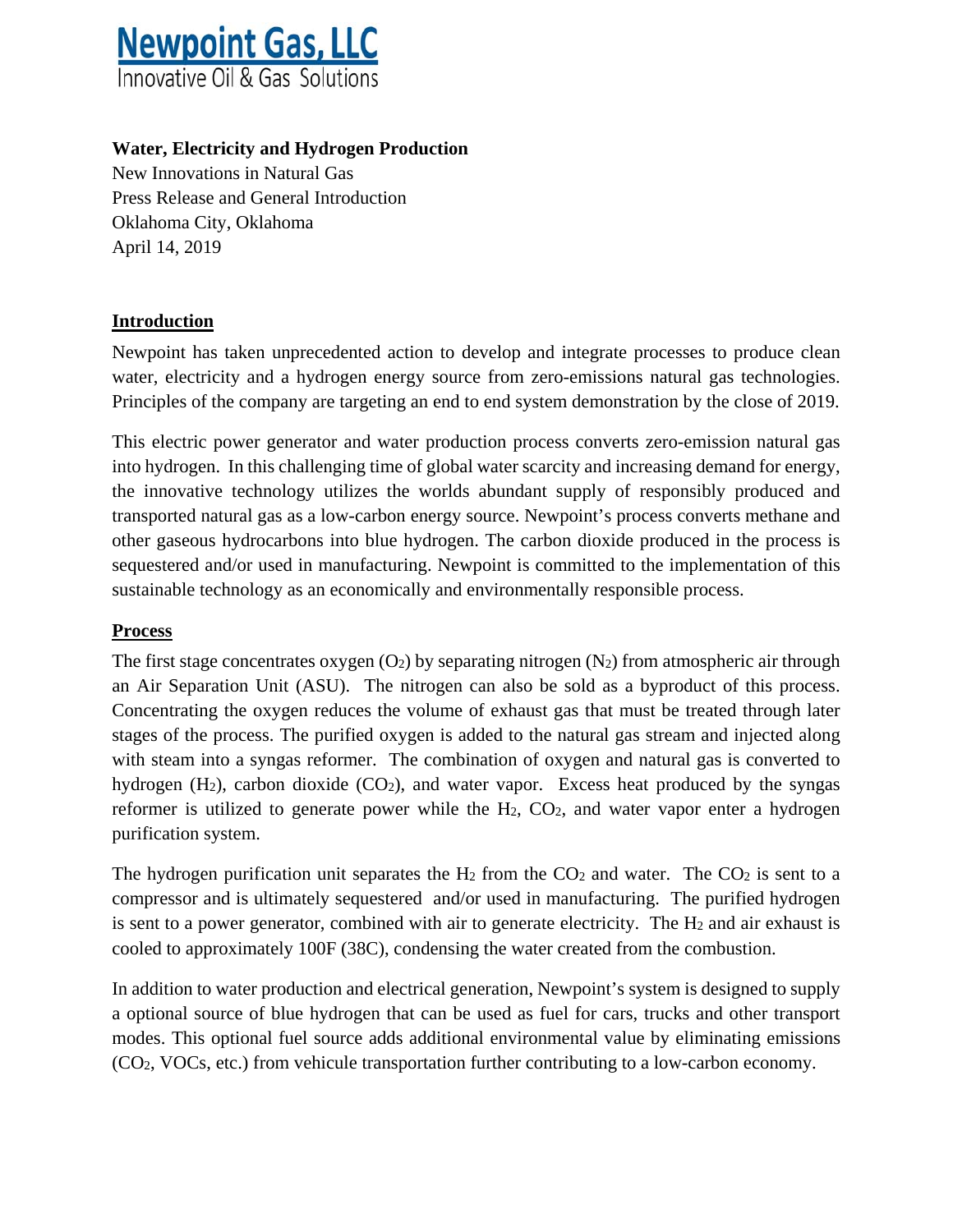# Newpoint Gas, LLC

Innovative Oil & Gas Solutions

**Water, Electricity and Hydrogen Production**

New Innovations in Natural Gas

Press Release and General Introduction

Oklahoma City, Oklahoma

April 14, 2019

## Introduction

Newpoint has taken unprecedented action to develop and integrate processes to produce clean water, electricity and a hydrogen energy source from zero-emissions natural gas technologies. Principles of the company are targeting an end to end system demonstration by the close of 2019.

This electric power generator and water production process converts zero-emission natural gas into hydrogen. In this challenging time of global water scarcity and increasing demand for energy, the innovative technology utilizes the worlds abundant supply of responsibly produced and transported natural gas as a low-carbon energy source. Newpoint's process converts methane and other gaseous hydrocarbons into blue hydrogen. The carbon dioxide produced in the process is sequestered and/or used in manufacturing. Newpoint is committed to the implementation of this sustainable technology as an economically and environmentally responsible process.

## Process

The first stage concentrates oxygen ($O_2$) by separating nitrogen ($N_2$) from atmospheric air through an Air Separation Unit (ASU). The nitrogen can also be sold as a byproduct of this process. Concentrating the oxygen reduces the volume of exhaust gas that must be treated through later stages of the process. The purified oxygen is added to the natural gas stream and injected along with steam into a syngas reformer. The combination of oxygen and natural gas is converted to hydrogen ($H_2$), carbon dioxide ($CO_2$), and water vapor. Excess heat produced by the syngas reformer is utilized to generate power while the $H_2$, $CO_2$, and water vapor enter a hydrogen purification system.

The hydrogen purification unit separates the $H_2$ from the $CO_2$ and water. The $CO_2$ is sent to a compressor and is ultimately sequestered and/or used in manufacturing. The purified hydrogen is sent to a power generator, combined with air to generate electricity. The $H_2$ and air exhaust is cooled to approximately 100F (38C), condensing the water created from the combustion.

In addition to water production and electrical generation, Newpoint's system is designed to supply a optional source of blue hydrogen that can be used as fuel for cars, trucks and other transport modes. This optional fuel source adds additional environmental value by eliminating emissions ($CO_2$, VOCs, etc.) from vehicule transportation further contributing to a low-carbon economy.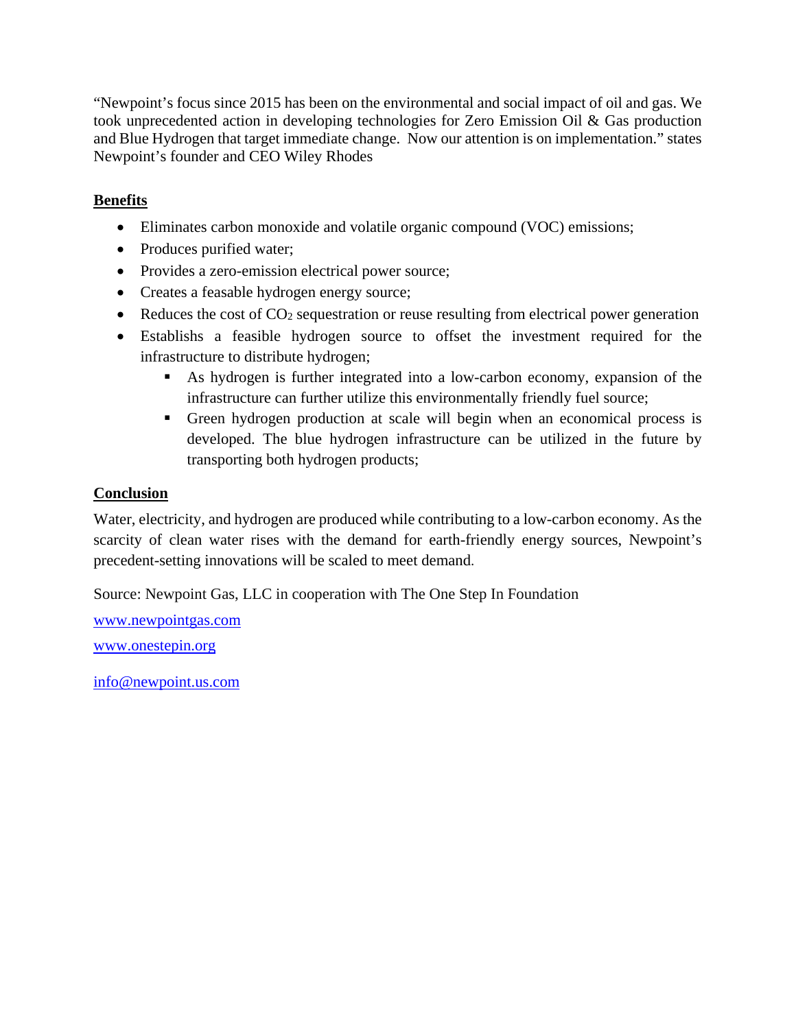"Newpoint's focus since 2015 has been on the environmental and social impact of oil and gas. We took unprecedented action in developing technologies for Zero Emission Oil & Gas production and Blue Hydrogen that target immediate change. Now our attention is on implementation." states Newpoint's founder and CEO Wiley Rhodes

## Benefits

- Eliminates carbon monoxide and volatile organic compound (VOC) emissions;
- Produces purified water;
- Provides a zero-emission electrical power source;
- Creates a feasable hydrogen energy source;
- Reduces the cost of $CO_2$ sequestration or reuse resulting from electrical power generation
- Establishs a feasible hydrogen source to offset the investment required for the infrastructure to distribute hydrogen;
  - As hydrogen is further integrated into a low-carbon economy, expansion of the infrastructure can further utilize this environmentally friendly fuel source;
  - Green hydrogen production at scale will begin when an economical process is developed. The blue hydrogen infrastructure can be utilized in the future by transporting both hydrogen products;

## Conclusion

Water, electricity, and hydrogen are produced while contributing to a low-carbon economy. As the scarcity of clean water rises with the demand for earth-friendly energy sources, Newpoint's precedent-setting innovations will be scaled to meet demand.

Source: Newpoint Gas, LLC in cooperation with The One Step In Foundation

www.newpointgas.com

www.onestepin.org

info@newpoint.us.com